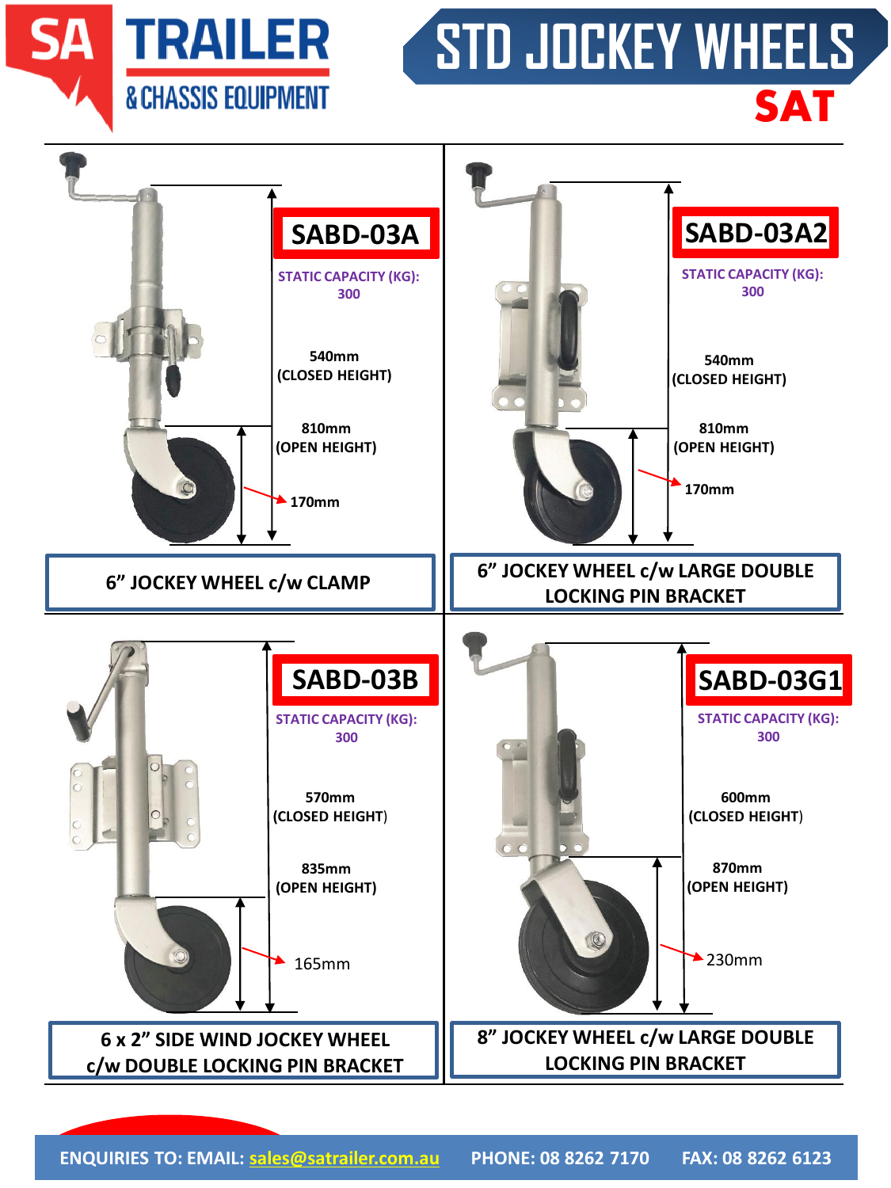# SA TRAILER & CHASSIS EQUIPMENT

# STD JOCKEY WHEELS

## SAT

## SABD-03A

STATIC CAPACITY (KG): 300

540mm (CLOSED HEIGHT)

810mm (OPEN HEIGHT)

170mm

**6” JOCKEY WHEEL c/w CLAMP**

## SABD-03A2

STATIC CAPACITY (KG): 300

540mm (CLOSED HEIGHT)

810mm (OPEN HEIGHT)

170mm

**6” JOCKEY WHEEL c/w LARGE DOUBLE LOCKING PIN BRACKET**

## SABD-03B

STATIC CAPACITY (KG): 300

570mm (CLOSED HEIGHT)

835mm (OPEN HEIGHT)

165mm

**6 x 2” SIDE WIND JOCKEY WHEEL c/w DOUBLE LOCKING PIN BRACKET**

## SABD-03G1

STATIC CAPACITY (KG): 300

600mm (CLOSED HEIGHT)

870mm (OPEN HEIGHT)

230mm

**8” JOCKEY WHEEL c/w LARGE DOUBLE LOCKING PIN BRACKET**

ENQUIRIES TO: EMAIL: sales@satrailer.com.au PHONE: 08 8262 7170 FAX: 08 8262 6123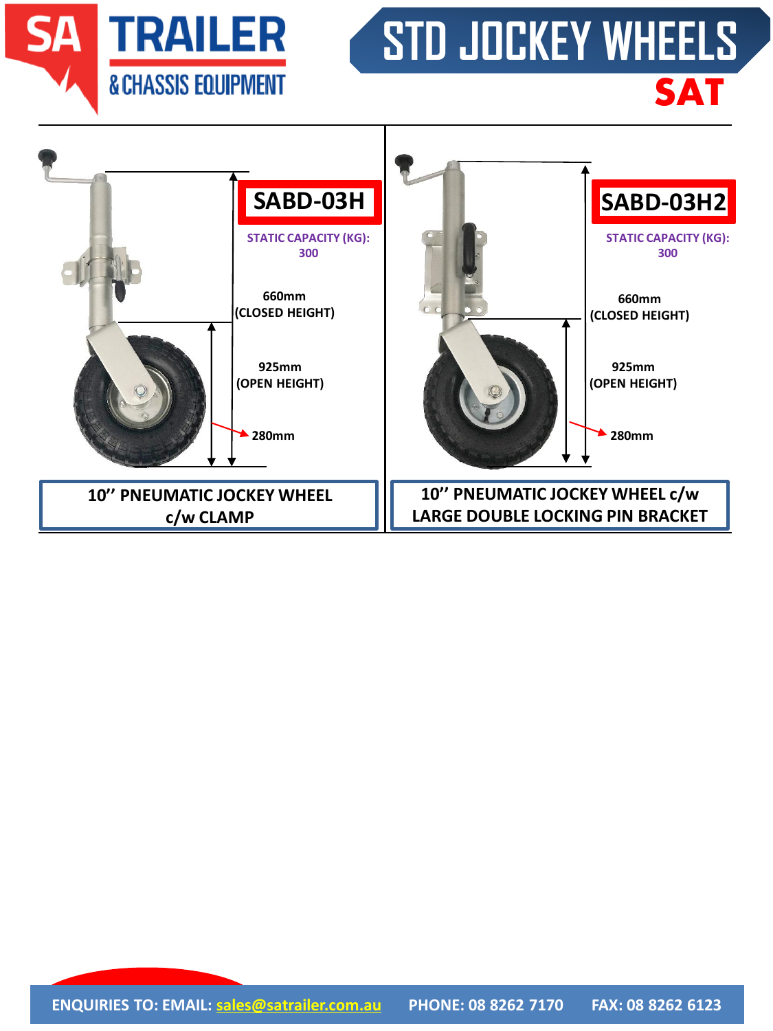# STD JOCKEY WHEELS

## SAT

| | SABD-03H | SABD-03H2 |
|---|---|---|
| STATIC CAPACITY (KG): | 300 | 300 |
| CLOSED HEIGHT | 660mm | 660mm |
| OPEN HEIGHT | 925mm | 925mm |
| Wheel | 280mm | 280mm |
| Description | 10'' PNEUMATIC JOCKEY WHEEL c/w CLAMP | 10'' PNEUMATIC JOCKEY WHEEL c/w LARGE DOUBLE LOCKING PIN BRACKET |

ENQUIRIES TO: EMAIL: sales@satrailer.com.au PHONE: 08 8262 7170 FAX: 08 8262 6123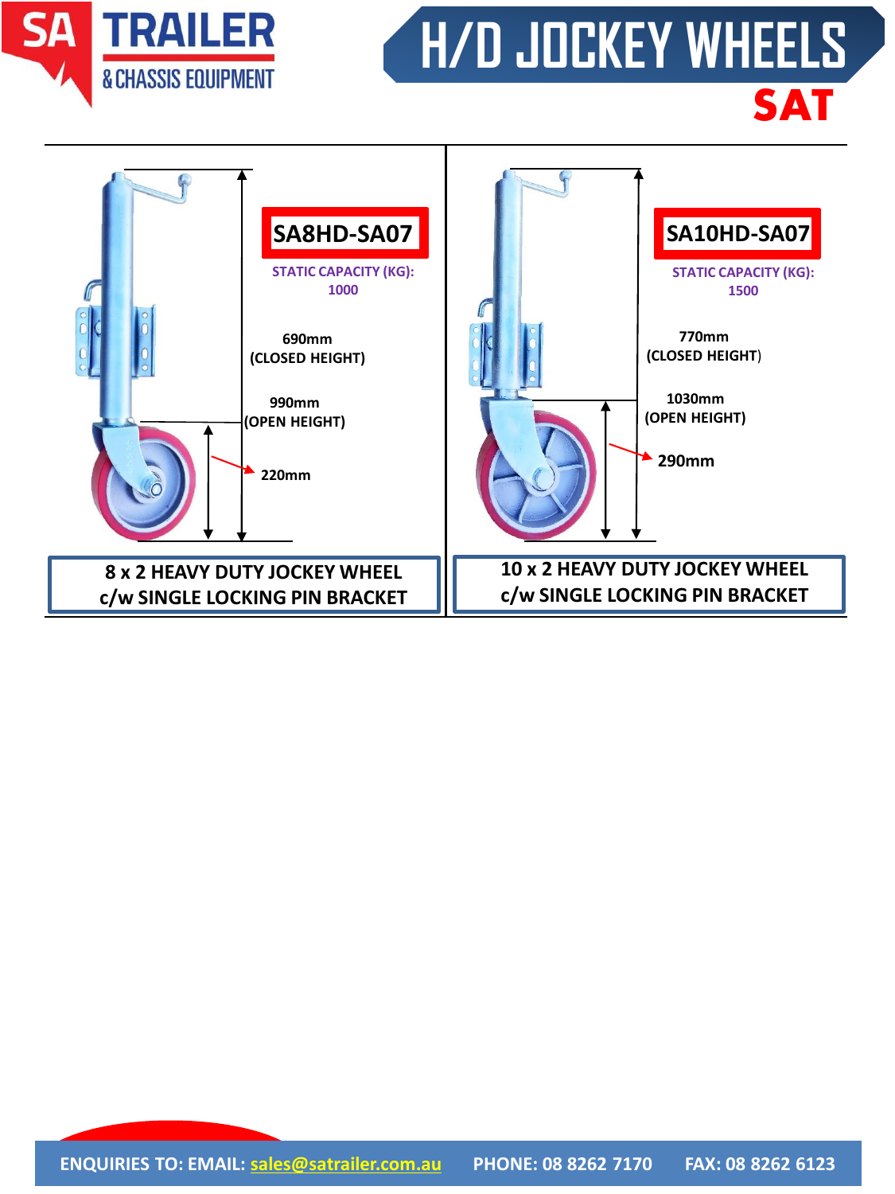# H/D JOCKEY WHEELS

**SAT**

## SA8HD-SA07

STATIC CAPACITY (KG): 1000

690mm (CLOSED HEIGHT)

990mm (OPEN HEIGHT)

220mm

**8 x 2 HEAVY DUTY JOCKEY WHEEL c/w SINGLE LOCKING PIN BRACKET**

## SA10HD-SA07

STATIC CAPACITY (KG): 1500

770mm (CLOSED HEIGHT)

1030mm (OPEN HEIGHT)

290mm

**10 x 2 HEAVY DUTY JOCKEY WHEEL c/w SINGLE LOCKING PIN BRACKET**

ENQUIRIES TO: EMAIL: sales@satrailer.com.au PHONE: 08 8262 7170 FAX: 08 8262 6123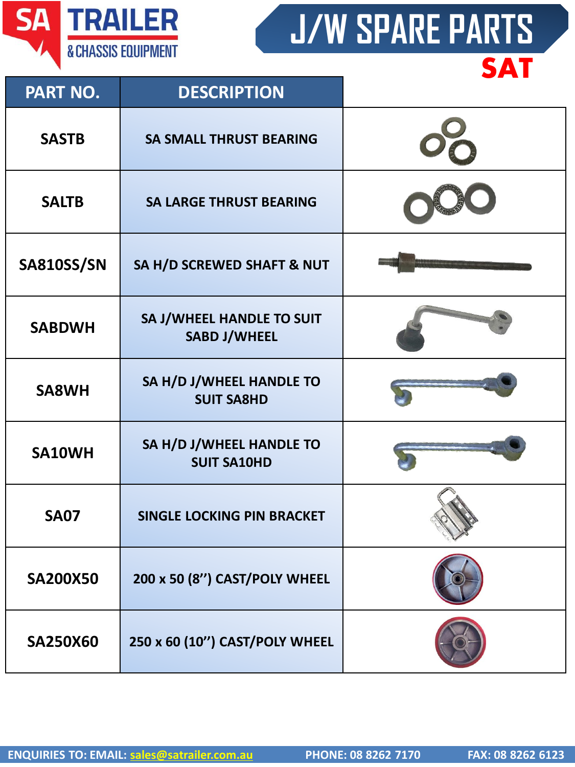SA TRAILER & CHASSIS EQUIPMENT

# J/W SPARE PARTS

## SAT

| PART NO. | DESCRIPTION | |
|---|---|---|
| SASTB | SA SMALL THRUST BEARING | |
| SALTB | SA LARGE THRUST BEARING | |
| SA810SS/SN | SA H/D SCREWED SHAFT & NUT | |
| SABDWH | SA J/WHEEL HANDLE TO SUIT SABD J/WHEEL | |
| SA8WH | SA H/D J/WHEEL HANDLE TO SUIT SA8HD | |
| SA10WH | SA H/D J/WHEEL HANDLE TO SUIT SA10HD | |
| SA07 | SINGLE LOCKING PIN BRACKET | |
| SA200X50 | 200 x 50 (8'') CAST/POLY WHEEL | |
| SA250X60 | 250 x 60 (10'') CAST/POLY WHEEL | |

ENQUIRIES TO: EMAIL: sales@satrailer.com.au PHONE: 08 8262 7170 FAX: 08 8262 6123